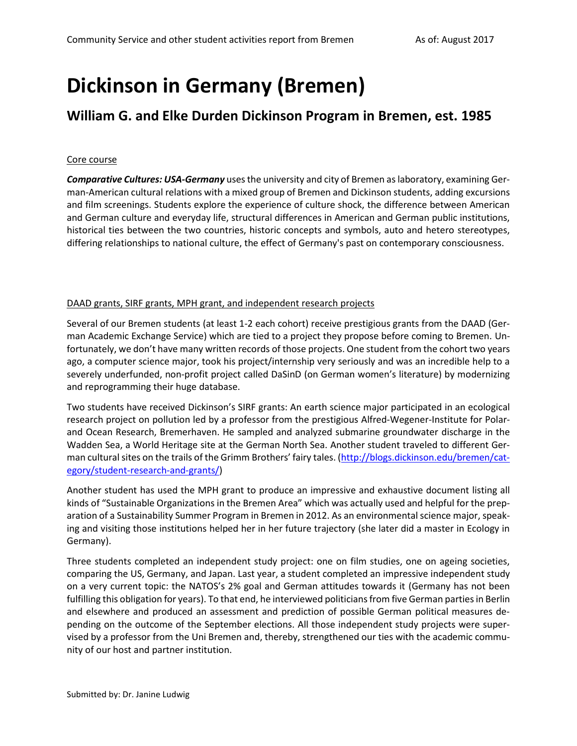# Dickinson in Germany (Bremen)

## William G. and Elke Durden Dickinson Program in Bremen, est. 1985

Core course

***Comparative Cultures: USA-Germany*** uses the university and city of Bremen as laboratory, examining German-American cultural relations with a mixed group of Bremen and Dickinson students, adding excursions and film screenings. Students explore the experience of culture shock, the difference between American and German culture and everyday life, structural differences in American and German public institutions, historical ties between the two countries, historic concepts and symbols, auto and hetero stereotypes, differing relationships to national culture, the effect of Germany's past on contemporary consciousness.

DAAD grants, SIRF grants, MPH grant, and independent research projects

Several of our Bremen students (at least 1-2 each cohort) receive prestigious grants from the DAAD (German Academic Exchange Service) which are tied to a project they propose before coming to Bremen. Unfortunately, we don't have many written records of those projects. One student from the cohort two years ago, a computer science major, took his project/internship very seriously and was an incredible help to a severely underfunded, non-profit project called DaSinD (on German women's literature) by modernizing and reprogramming their huge database.

Two students have received Dickinson's SIRF grants: An earth science major participated in an ecological research project on pollution led by a professor from the prestigious Alfred-Wegener-Institute for Polar- and Ocean Research, Bremerhaven. He sampled and analyzed submarine groundwater discharge in the Wadden Sea, a World Heritage site at the German North Sea. Another student traveled to different German cultural sites on the trails of the Grimm Brothers' fairy tales. (http://blogs.dickinson.edu/bremen/category/student-research-and-grants/)

Another student has used the MPH grant to produce an impressive and exhaustive document listing all kinds of "Sustainable Organizations in the Bremen Area" which was actually used and helpful for the preparation of a Sustainability Summer Program in Bremen in 2012. As an environmental science major, speaking and visiting those institutions helped her in her future trajectory (she later did a master in Ecology in Germany).

Three students completed an independent study project: one on film studies, one on ageing societies, comparing the US, Germany, and Japan. Last year, a student completed an impressive independent study on a very current topic: the NATOS's 2% goal and German attitudes towards it (Germany has not been fulfilling this obligation for years). To that end, he interviewed politicians from five German parties in Berlin and elsewhere and produced an assessment and prediction of possible German political measures depending on the outcome of the September elections. All those independent study projects were supervised by a professor from the Uni Bremen and, thereby, strengthened our ties with the academic community of our host and partner institution.

Submitted by: Dr. Janine Ludwig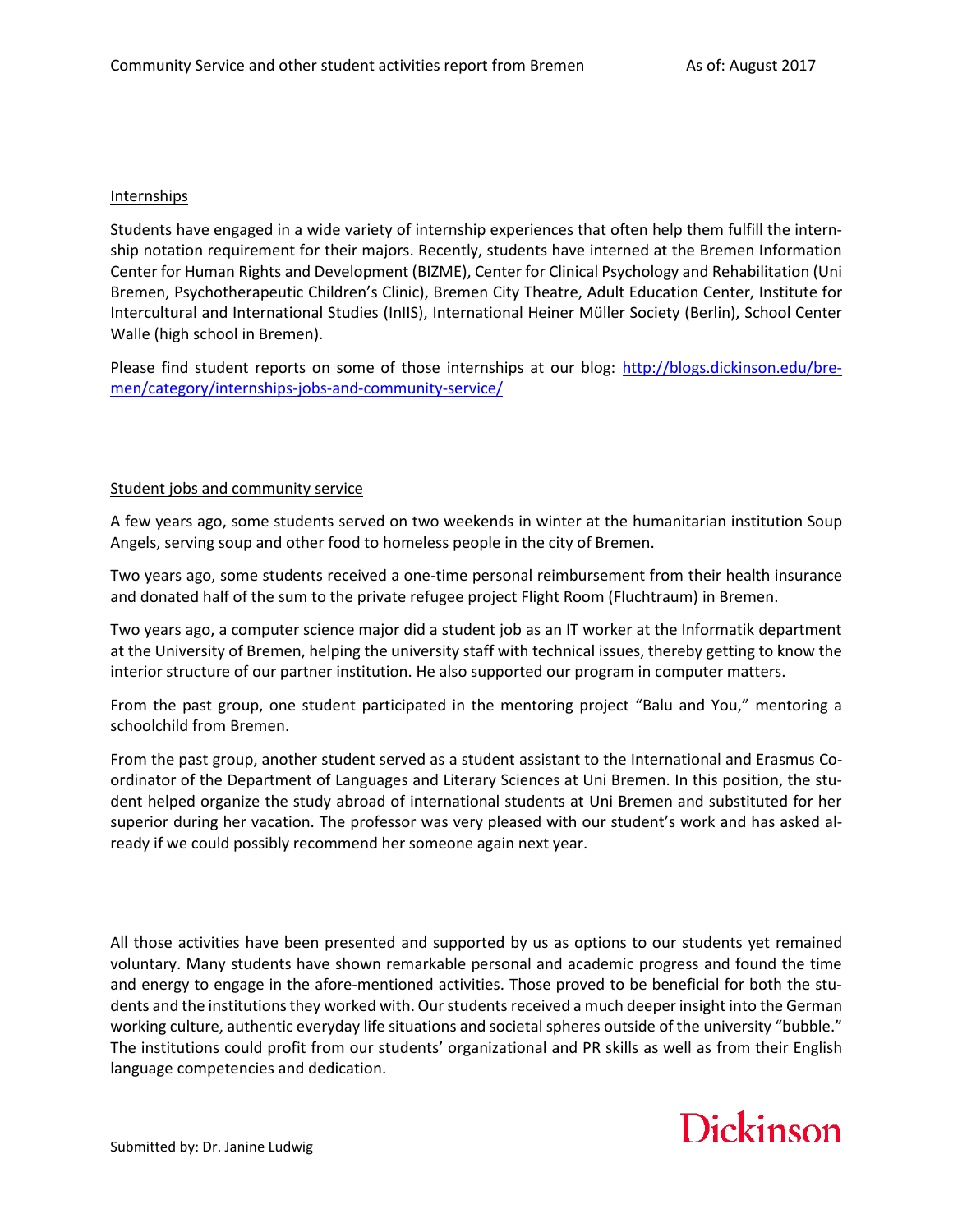## Internships

Students have engaged in a wide variety of internship experiences that often help them fulfill the internship notation requirement for their majors. Recently, students have interned at the Bremen Information Center for Human Rights and Development (BIZME), Center for Clinical Psychology and Rehabilitation (Uni Bremen, Psychotherapeutic Children's Clinic), Bremen City Theatre, Adult Education Center, Institute for Intercultural and International Studies (InIIS), International Heiner Müller Society (Berlin), School Center Walle (high school in Bremen).

Please find student reports on some of those internships at our blog: http://blogs.dickinson.edu/bremen/category/internships-jobs-and-community-service/

## Student jobs and community service

A few years ago, some students served on two weekends in winter at the humanitarian institution Soup Angels, serving soup and other food to homeless people in the city of Bremen.

Two years ago, some students received a one-time personal reimbursement from their health insurance and donated half of the sum to the private refugee project Flight Room (Fluchtraum) in Bremen.

Two years ago, a computer science major did a student job as an IT worker at the Informatik department at the University of Bremen, helping the university staff with technical issues, thereby getting to know the interior structure of our partner institution. He also supported our program in computer matters.

From the past group, one student participated in the mentoring project "Balu and You," mentoring a schoolchild from Bremen.

From the past group, another student served as a student assistant to the International and Erasmus Coordinator of the Department of Languages and Literary Sciences at Uni Bremen. In this position, the student helped organize the study abroad of international students at Uni Bremen and substituted for her superior during her vacation. The professor was very pleased with our student's work and has asked already if we could possibly recommend her someone again next year.

All those activities have been presented and supported by us as options to our students yet remained voluntary. Many students have shown remarkable personal and academic progress and found the time and energy to engage in the afore-mentioned activities. Those proved to be beneficial for both the students and the institutions they worked with. Our students received a much deeper insight into the German working culture, authentic everyday life situations and societal spheres outside of the university "bubble." The institutions could profit from our students' organizational and PR skills as well as from their English language competencies and dedication.

Submitted by: Dr. Janine Ludwig

Dickinson